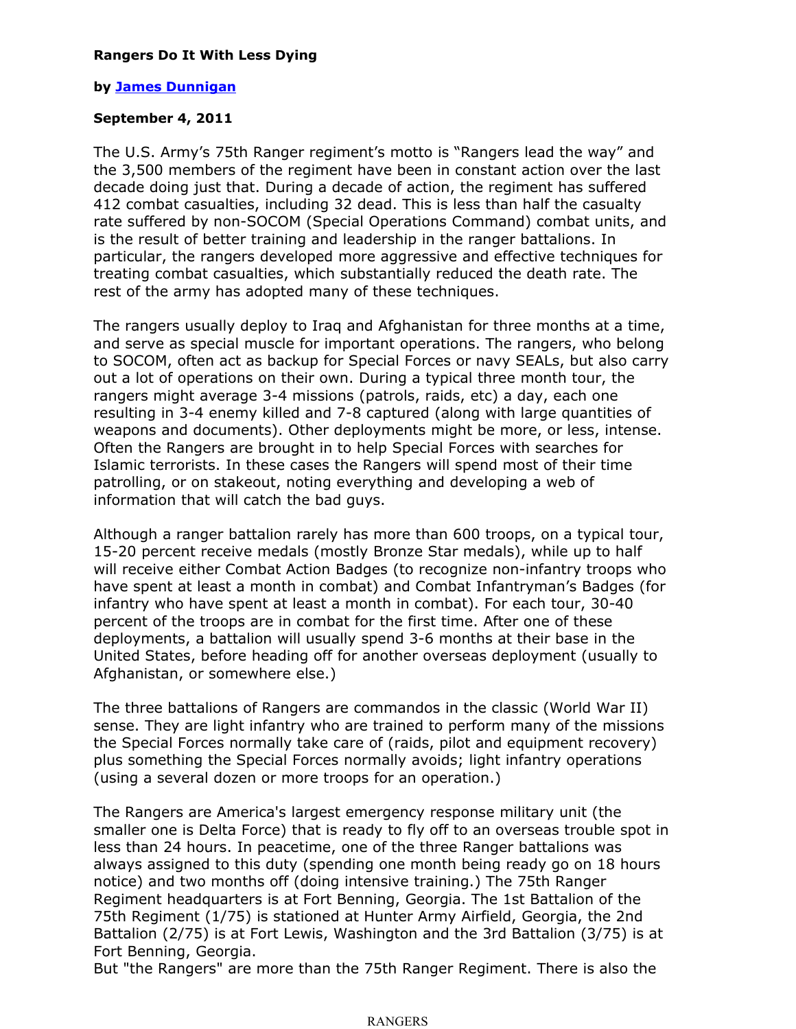**Rangers Do It With Less Dying**

**by [James Dunnigan](James Dunnigan)**

**September 4, 2011**

The U.S. Army's 75th Ranger regiment's motto is "Rangers lead the way" and the 3,500 members of the regiment have been in constant action over the last decade doing just that. During a decade of action, the regiment has suffered 412 combat casualties, including 32 dead. This is less than half the casualty rate suffered by non-SOCOM (Special Operations Command) combat units, and is the result of better training and leadership in the ranger battalions. In particular, the rangers developed more aggressive and effective techniques for treating combat casualties, which substantially reduced the death rate. The rest of the army has adopted many of these techniques.

The rangers usually deploy to Iraq and Afghanistan for three months at a time, and serve as special muscle for important operations. The rangers, who belong to SOCOM, often act as backup for Special Forces or navy SEALs, but also carry out a lot of operations on their own. During a typical three month tour, the rangers might average 3-4 missions (patrols, raids, etc) a day, each one resulting in 3-4 enemy killed and 7-8 captured (along with large quantities of weapons and documents). Other deployments might be more, or less, intense. Often the Rangers are brought in to help Special Forces with searches for Islamic terrorists. In these cases the Rangers will spend most of their time patrolling, or on stakeout, noting everything and developing a web of information that will catch the bad guys.

Although a ranger battalion rarely has more than 600 troops, on a typical tour, 15-20 percent receive medals (mostly Bronze Star medals), while up to half will receive either Combat Action Badges (to recognize non-infantry troops who have spent at least a month in combat) and Combat Infantryman's Badges (for infantry who have spent at least a month in combat). For each tour, 30-40 percent of the troops are in combat for the first time. After one of these deployments, a battalion will usually spend 3-6 months at their base in the United States, before heading off for another overseas deployment (usually to Afghanistan, or somewhere else.)

The three battalions of Rangers are commandos in the classic (World War II) sense. They are light infantry who are trained to perform many of the missions the Special Forces normally take care of (raids, pilot and equipment recovery) plus something the Special Forces normally avoids; light infantry operations (using a several dozen or more troops for an operation.)

The Rangers are America's largest emergency response military unit (the smaller one is Delta Force) that is ready to fly off to an overseas trouble spot in less than 24 hours. In peacetime, one of the three Ranger battalions was always assigned to this duty (spending one month being ready go on 18 hours notice) and two months off (doing intensive training.) The 75th Ranger Regiment headquarters is at Fort Benning, Georgia. The 1st Battalion of the 75th Regiment (1/75) is stationed at Hunter Army Airfield, Georgia, the 2nd Battalion (2/75) is at Fort Lewis, Washington and the 3rd Battalion (3/75) is at Fort Benning, Georgia.
But "the Rangers" are more than the 75th Ranger Regiment. There is also the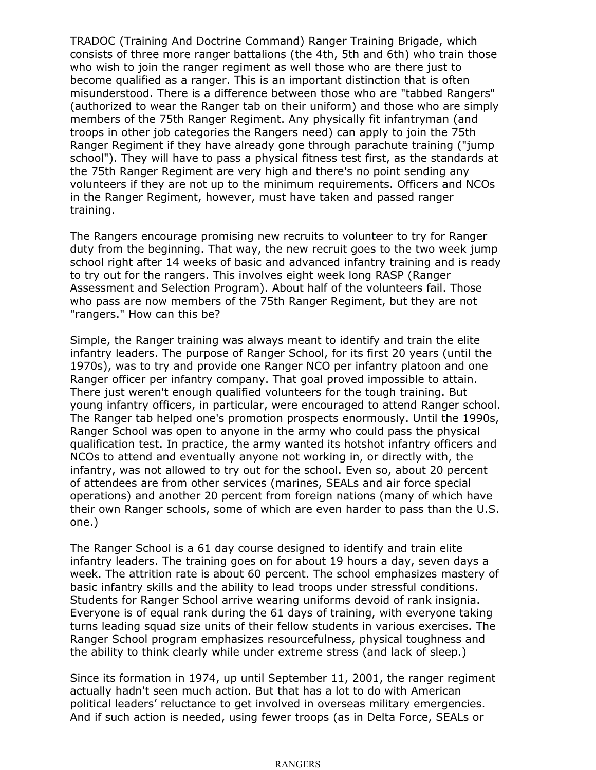TRADOC (Training And Doctrine Command) Ranger Training Brigade, which consists of three more ranger battalions (the 4th, 5th and 6th) who train those who wish to join the ranger regiment as well those who are there just to become qualified as a ranger. This is an important distinction that is often misunderstood. There is a difference between those who are "tabbed Rangers" (authorized to wear the Ranger tab on their uniform) and those who are simply members of the 75th Ranger Regiment. Any physically fit infantryman (and troops in other job categories the Rangers need) can apply to join the 75th Ranger Regiment if they have already gone through parachute training ("jump school"). They will have to pass a physical fitness test first, as the standards at the 75th Ranger Regiment are very high and there's no point sending any volunteers if they are not up to the minimum requirements. Officers and NCOs in the Ranger Regiment, however, must have taken and passed ranger training.

The Rangers encourage promising new recruits to volunteer to try for Ranger duty from the beginning. That way, the new recruit goes to the two week jump school right after 14 weeks of basic and advanced infantry training and is ready to try out for the rangers. This involves eight week long RASP (Ranger Assessment and Selection Program). About half of the volunteers fail. Those who pass are now members of the 75th Ranger Regiment, but they are not "rangers." How can this be?

Simple, the Ranger training was always meant to identify and train the elite infantry leaders. The purpose of Ranger School, for its first 20 years (until the 1970s), was to try and provide one Ranger NCO per infantry platoon and one Ranger officer per infantry company. That goal proved impossible to attain. There just weren't enough qualified volunteers for the tough training. But young infantry officers, in particular, were encouraged to attend Ranger school. The Ranger tab helped one's promotion prospects enormously. Until the 1990s, Ranger School was open to anyone in the army who could pass the physical qualification test. In practice, the army wanted its hotshot infantry officers and NCOs to attend and eventually anyone not working in, or directly with, the infantry, was not allowed to try out for the school. Even so, about 20 percent of attendees are from other services (marines, SEALs and air force special operations) and another 20 percent from foreign nations (many of which have their own Ranger schools, some of which are even harder to pass than the U.S. one.)

The Ranger School is a 61 day course designed to identify and train elite infantry leaders. The training goes on for about 19 hours a day, seven days a week. The attrition rate is about 60 percent. The school emphasizes mastery of basic infantry skills and the ability to lead troops under stressful conditions. Students for Ranger School arrive wearing uniforms devoid of rank insignia. Everyone is of equal rank during the 61 days of training, with everyone taking turns leading squad size units of their fellow students in various exercises. The Ranger School program emphasizes resourcefulness, physical toughness and the ability to think clearly while under extreme stress (and lack of sleep.)

Since its formation in 1974, up until September 11, 2001, the ranger regiment actually hadn't seen much action. But that has a lot to do with American political leaders' reluctance to get involved in overseas military emergencies. And if such action is needed, using fewer troops (as in Delta Force, SEALs or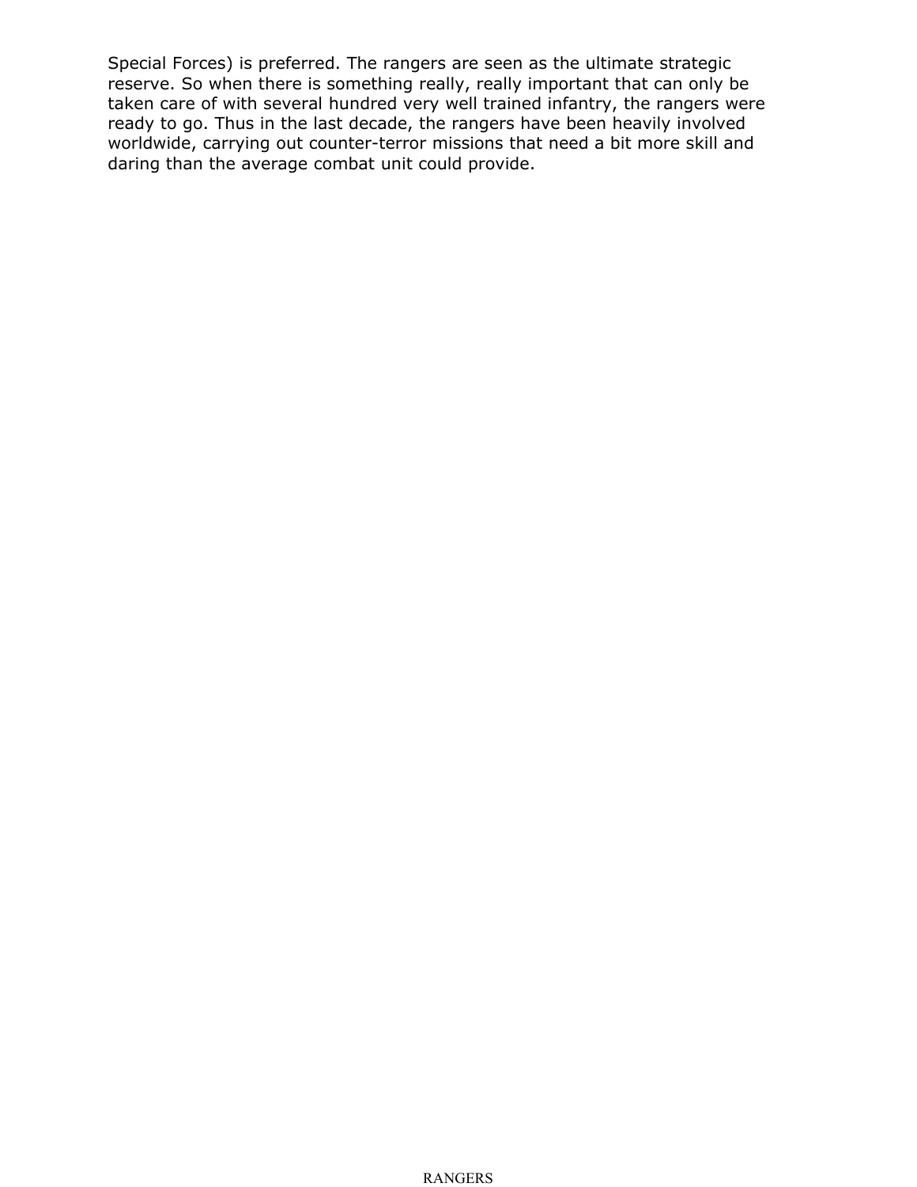Special Forces) is preferred. The rangers are seen as the ultimate strategic reserve. So when there is something really, really important that can only be taken care of with several hundred very well trained infantry, the rangers were ready to go. Thus in the last decade, the rangers have been heavily involved worldwide, carrying out counter-terror missions that need a bit more skill and daring than the average combat unit could provide.